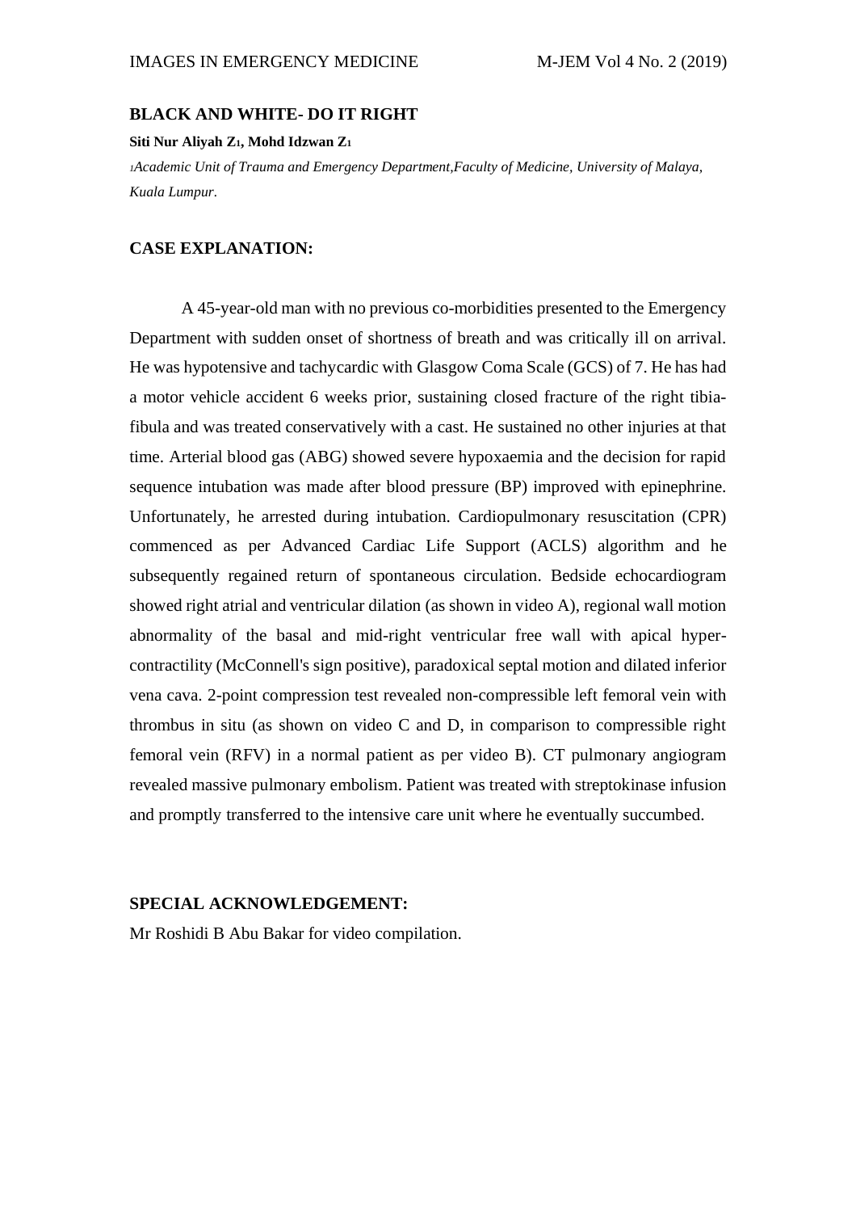# BLACK AND WHITE- DO IT RIGHT

**Siti Nur Aliyah Z[1], Mohd Idzwan Z[1]**

[1]*Academic Unit of Trauma and Emergency Department,Faculty of Medicine, University of Malaya, Kuala Lumpur.*

## CASE EXPLANATION:

A 45-year-old man with no previous co-morbidities presented to the Emergency Department with sudden onset of shortness of breath and was critically ill on arrival. He was hypotensive and tachycardic with Glasgow Coma Scale (GCS) of 7. He has had a motor vehicle accident 6 weeks prior, sustaining closed fracture of the right tibia-fibula and was treated conservatively with a cast. He sustained no other injuries at that time. Arterial blood gas (ABG) showed severe hypoxaemia and the decision for rapid sequence intubation was made after blood pressure (BP) improved with epinephrine. Unfortunately, he arrested during intubation. Cardiopulmonary resuscitation (CPR) commenced as per Advanced Cardiac Life Support (ACLS) algorithm and he subsequently regained return of spontaneous circulation. Bedside echocardiogram showed right atrial and ventricular dilation (as shown in video A), regional wall motion abnormality of the basal and mid-right ventricular free wall with apical hyper-contractility (McConnell's sign positive), paradoxical septal motion and dilated inferior vena cava. 2-point compression test revealed non-compressible left femoral vein with thrombus in situ (as shown on video C and D, in comparison to compressible right femoral vein (RFV) in a normal patient as per video B). CT pulmonary angiogram revealed massive pulmonary embolism. Patient was treated with streptokinase infusion and promptly transferred to the intensive care unit where he eventually succumbed.

## SPECIAL ACKNOWLEDGEMENT:

Mr Roshidi B Abu Bakar for video compilation.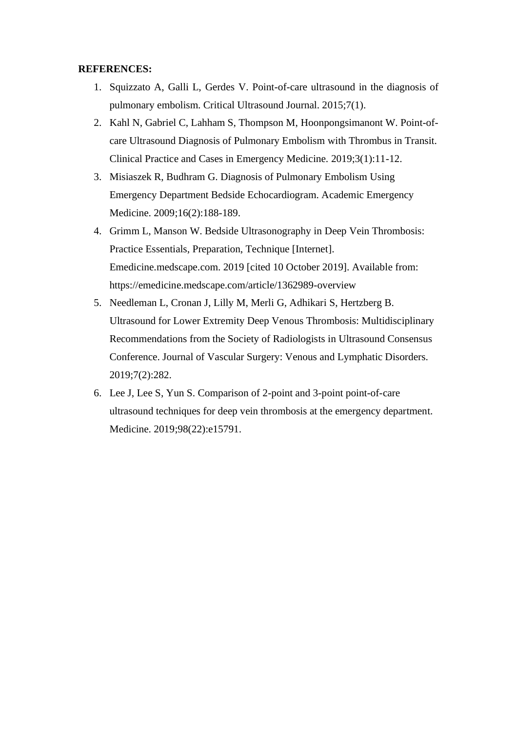**REFERENCES:**

1. Squizzato A, Galli L, Gerdes V. Point-of-care ultrasound in the diagnosis of pulmonary embolism. Critical Ultrasound Journal. 2015;7(1).
2. Kahl N, Gabriel C, Lahham S, Thompson M, Hoonpongsimanont W. Point-of-care Ultrasound Diagnosis of Pulmonary Embolism with Thrombus in Transit. Clinical Practice and Cases in Emergency Medicine. 2019;3(1):11-12.
3. Misiaszek R, Budhram G. Diagnosis of Pulmonary Embolism Using Emergency Department Bedside Echocardiogram. Academic Emergency Medicine. 2009;16(2):188-189.
4. Grimm L, Manson W. Bedside Ultrasonography in Deep Vein Thrombosis: Practice Essentials, Preparation, Technique [Internet]. Emedicine.medscape.com. 2019 [cited 10 October 2019]. Available from: https://emedicine.medscape.com/article/1362989-overview
5. Needleman L, Cronan J, Lilly M, Merli G, Adhikari S, Hertzberg B. Ultrasound for Lower Extremity Deep Venous Thrombosis: Multidisciplinary Recommendations from the Society of Radiologists in Ultrasound Consensus Conference. Journal of Vascular Surgery: Venous and Lymphatic Disorders. 2019;7(2):282.
6. Lee J, Lee S, Yun S. Comparison of 2-point and 3-point point-of-care ultrasound techniques for deep vein thrombosis at the emergency department. Medicine. 2019;98(22):e15791.